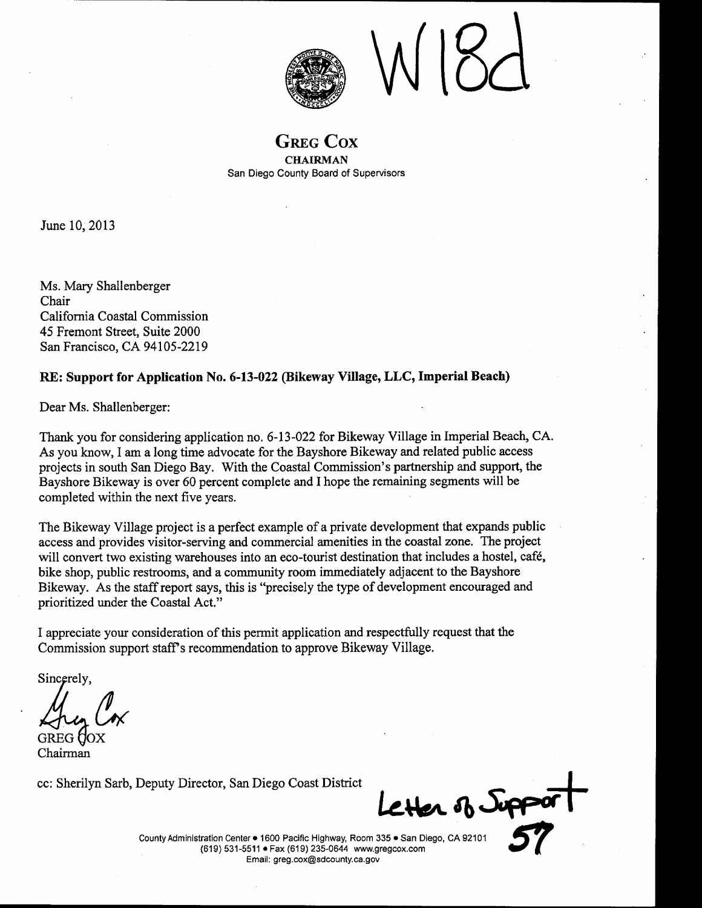W18d

# GREG COX

**CHAIRMAN**

San Diego County Board of Supervisors

June 10, 2013

Ms. Mary Shallenberger
Chair
California Coastal Commission
45 Fremont Street, Suite 2000
San Francisco, CA 94105-2219

**RE: Support for Application No. 6-13-022 (Bikeway Village, LLC, Imperial Beach)**

Dear Ms. Shallenberger:

Thank you for considering application no. 6-13-022 for Bikeway Village in Imperial Beach, CA. As you know, I am a long time advocate for the Bayshore Bikeway and related public access projects in south San Diego Bay. With the Coastal Commission's partnership and support, the Bayshore Bikeway is over 60 percent complete and I hope the remaining segments will be completed within the next five years.

The Bikeway Village project is a perfect example of a private development that expands public access and provides visitor-serving and commercial amenities in the coastal zone. The project will convert two existing warehouses into an eco-tourist destination that includes a hostel, café, bike shop, public restrooms, and a community room immediately adjacent to the Bayshore Bikeway. As the staff report says, this is "precisely the type of development encouraged and prioritized under the Coastal Act."

I appreciate your consideration of this permit application and respectfully request that the Commission support staff's recommendation to approve Bikeway Village.

Sincerely,

Greg Cox

GREG COX
Chairman

cc: Sherilyn Sarb, Deputy Director, San Diego Coast District

Letter of Support
57

County Administration Center • 1600 Pacific Highway, Room 335 • San Diego, CA 92101
(619) 531-5511 • Fax (619) 235-0644 www.gregcox.com
Email: greg.cox@sdcounty.ca.gov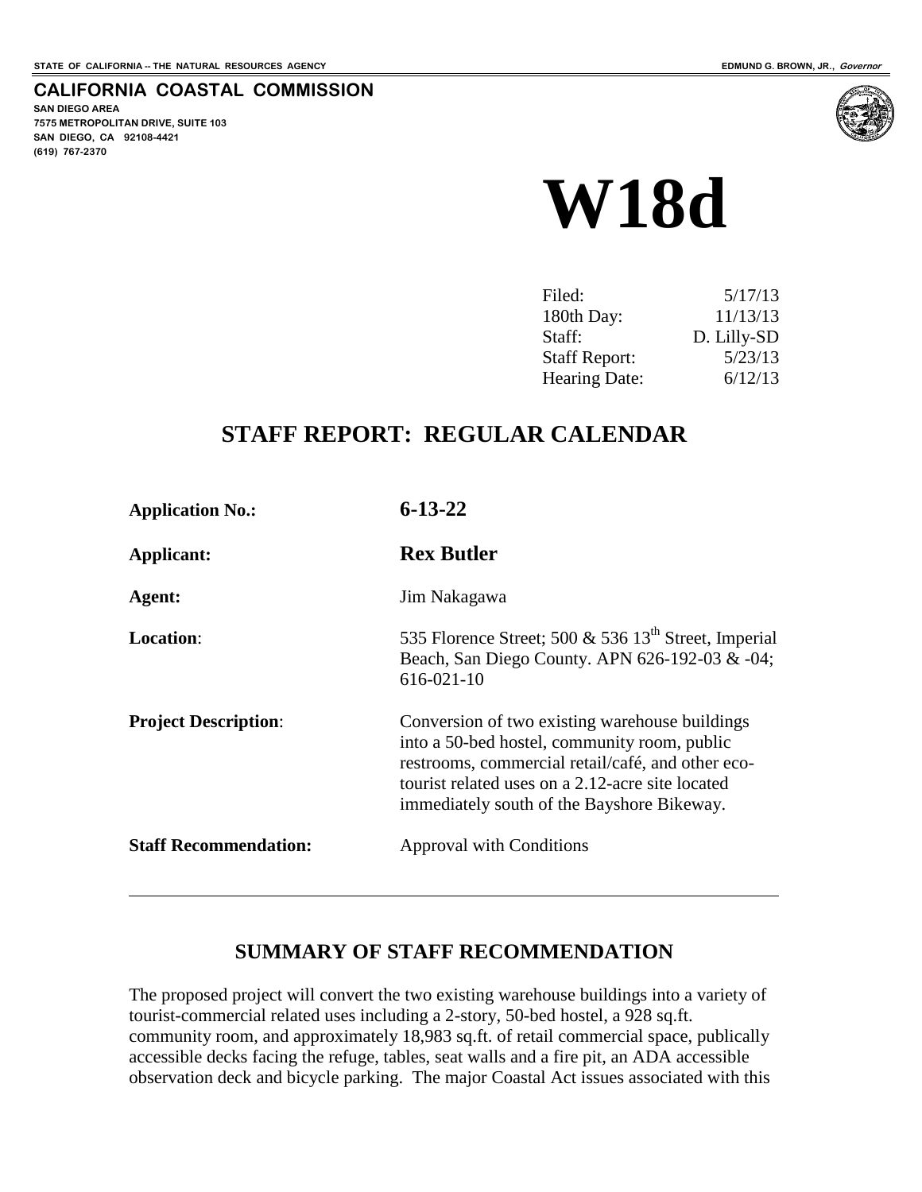STATE OF CALIFORNIA -- THE NATURAL RESOURCES AGENCY

EDMUND G. BROWN, JR., *Governor*

**CALIFORNIA COASTAL COMMISSION**
**SAN DIEGO AREA**
**7575 METROPOLITAN DRIVE, SUITE 103**
**SAN DIEGO, CA 92108-4421**
**(619) 767-2370**

# W18d

| Filed: | 5/17/13 |
|---|---|
| 180th Day: | 11/13/13 |
| Staff: | D. Lilly-SD |
| Staff Report: | 5/23/13 |
| Hearing Date: | 6/12/13 |

## STAFF REPORT: REGULAR CALENDAR

| | |
|---|---|
| **Application No.:** | **6-13-22** |
| **Applicant:** | **Rex Butler** |
| **Agent:** | Jim Nakagawa |
| **Location**: | 535 Florence Street; 500 & 536 13th Street, Imperial Beach, San Diego County. APN 626-192-03 & -04; 616-021-10 |
| **Project Description**: | Conversion of two existing warehouse buildings into a 50-bed hostel, community room, public restrooms, commercial retail/café, and other eco-tourist related uses on a 2.12-acre site located immediately south of the Bayshore Bikeway. |
| **Staff Recommendation:** | Approval with Conditions |

## SUMMARY OF STAFF RECOMMENDATION

The proposed project will convert the two existing warehouse buildings into a variety of tourist-commercial related uses including a 2-story, 50-bed hostel, a 928 sq.ft. community room, and approximately 18,983 sq.ft. of retail commercial space, publically accessible decks facing the refuge, tables, seat walls and a fire pit, an ADA accessible observation deck and bicycle parking. The major Coastal Act issues associated with this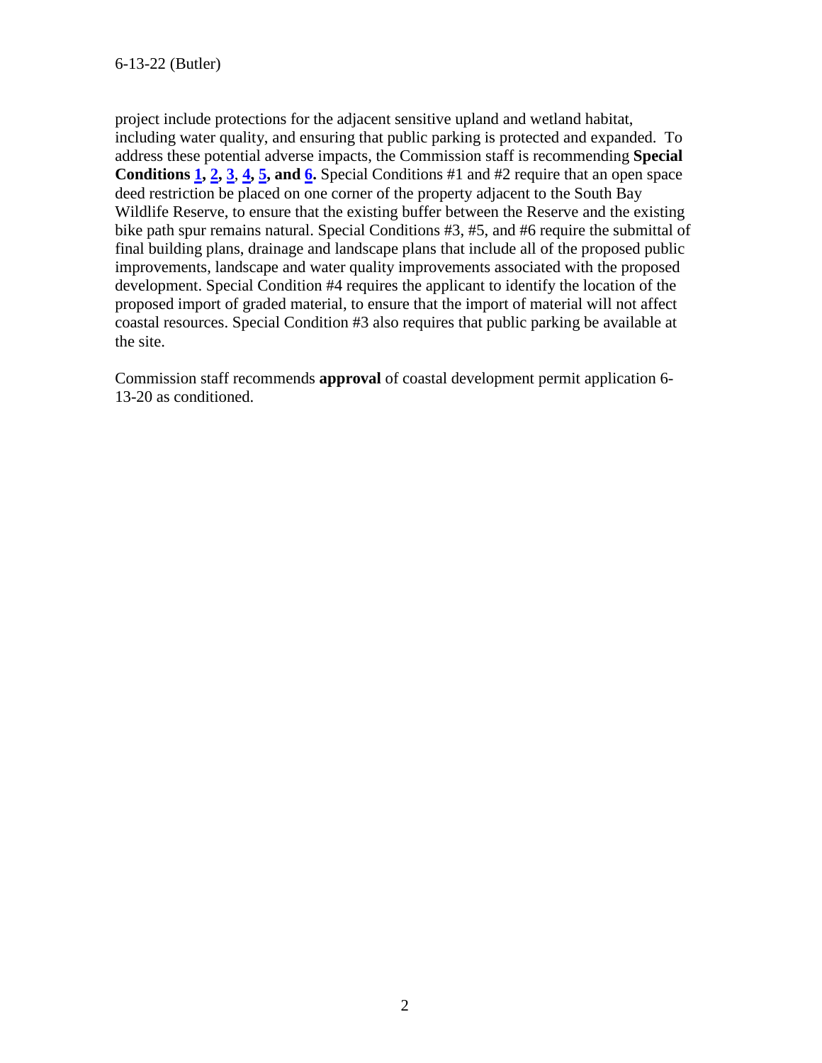project include protections for the adjacent sensitive upland and wetland habitat, including water quality, and ensuring that public parking is protected and expanded. To address these potential adverse impacts, the Commission staff is recommending **Special Conditions 1, 2, 3, 4, 5, and 6.** Special Conditions #1 and #2 require that an open space deed restriction be placed on one corner of the property adjacent to the South Bay Wildlife Reserve, to ensure that the existing buffer between the Reserve and the existing bike path spur remains natural. Special Conditions #3, #5, and #6 require the submittal of final building plans, drainage and landscape plans that include all of the proposed public improvements, landscape and water quality improvements associated with the proposed development. Special Condition #4 requires the applicant to identify the location of the proposed import of graded material, to ensure that the import of material will not affect coastal resources. Special Condition #3 also requires that public parking be available at the site.

Commission staff recommends **approval** of coastal development permit application 6-13-20 as conditioned.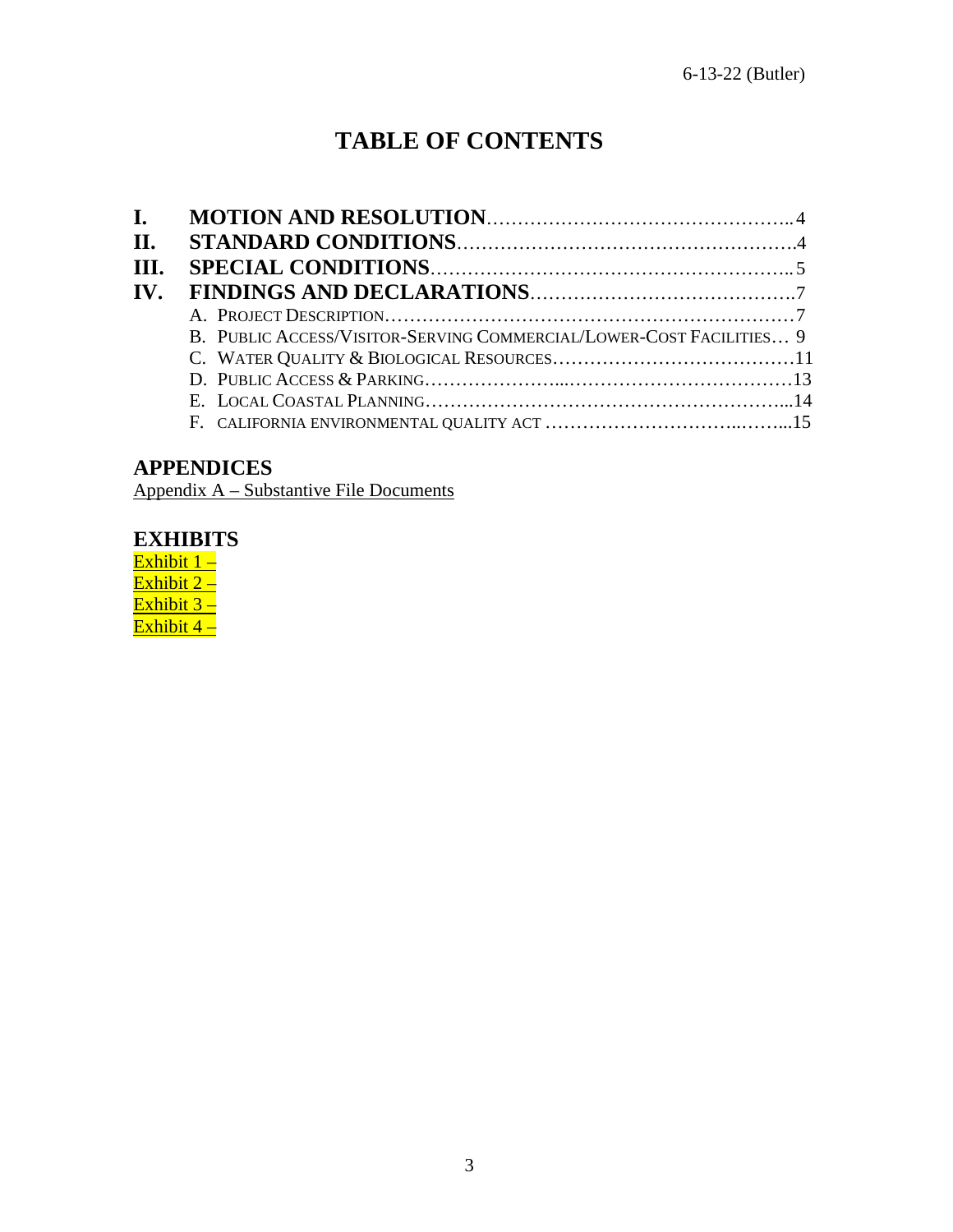# TABLE OF CONTENTS

- **I. MOTION AND RESOLUTION**……………………………………………..4
- **II. STANDARD CONDITIONS**……………………………………………….4
- **III. SPECIAL CONDITIONS**……………………………………………….. 5
- **IV. FINDINGS AND DECLARATIONS**…………………………………….7
  - A. PROJECT DESCRIPTION………………………………………………………7
  - B. PUBLIC ACCESS/VISITOR-SERVING COMMERCIAL/LOWER-COST FACILITIES… 9
  - C. WATER QUALITY & BIOLOGICAL RESOURCES………………………………11
  - D. PUBLIC ACCESS & PARKING…………………...……………………………13
  - E. LOCAL COASTAL PLANNING…………………………………………………...14
  - F. CALIFORNIA ENVIRONMENTAL QUALITY ACT ………………………..……...15

## APPENDICES

Appendix A – Substantive File Documents

## EXHIBITS

Exhibit 1 –
Exhibit 2 –
Exhibit 3 –
Exhibit 4 –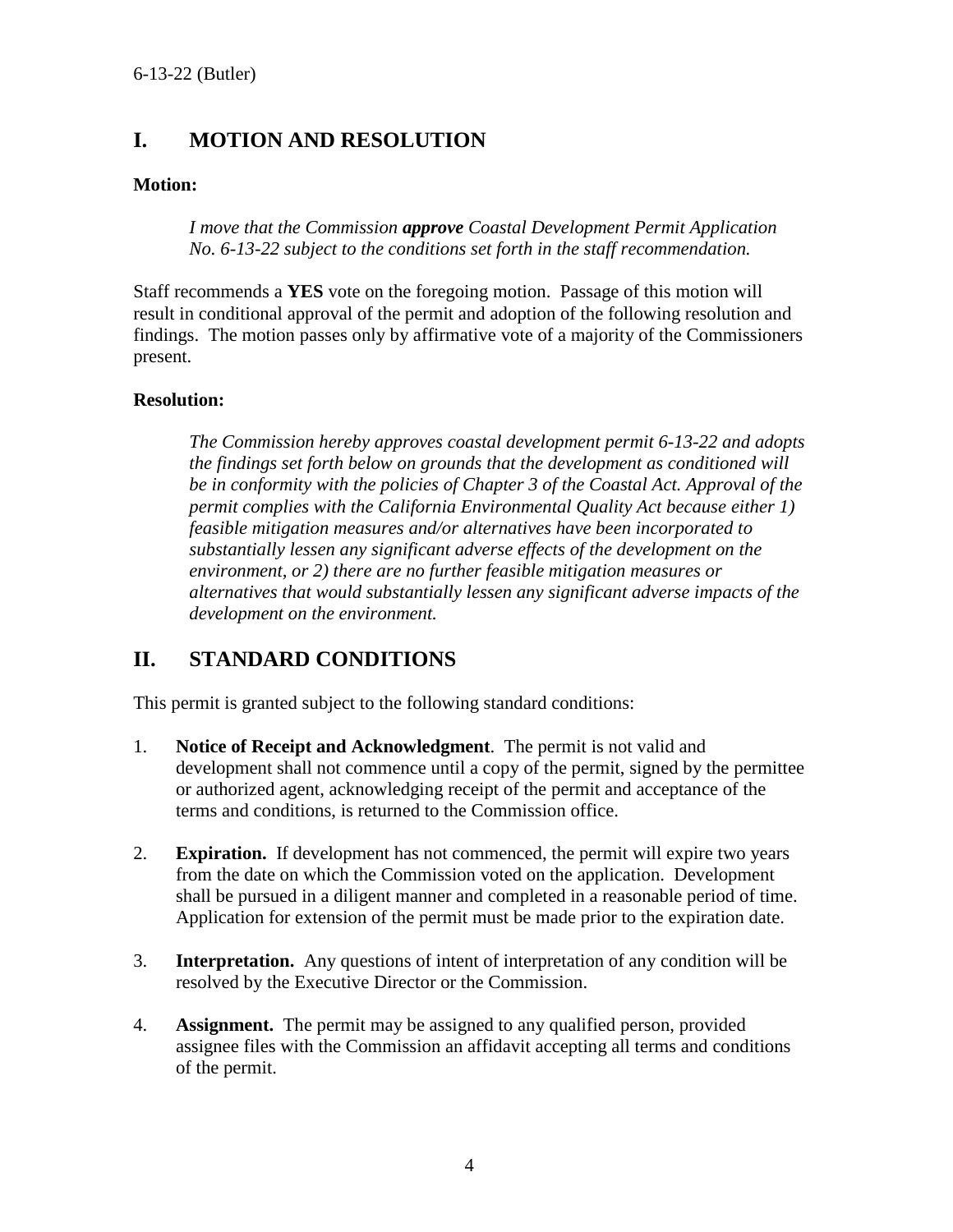## I. MOTION AND RESOLUTION

**Motion:**

> *I move that the Commission **approve** Coastal Development Permit Application No. 6-13-22 subject to the conditions set forth in the staff recommendation.*

Staff recommends a **YES** vote on the foregoing motion. Passage of this motion will result in conditional approval of the permit and adoption of the following resolution and findings. The motion passes only by affirmative vote of a majority of the Commissioners present.

**Resolution:**

> *The Commission hereby approves coastal development permit 6-13-22 and adopts the findings set forth below on grounds that the development as conditioned will be in conformity with the policies of Chapter 3 of the Coastal Act. Approval of the permit complies with the California Environmental Quality Act because either 1) feasible mitigation measures and/or alternatives have been incorporated to substantially lessen any significant adverse effects of the development on the environment, or 2) there are no further feasible mitigation measures or alternatives that would substantially lessen any significant adverse impacts of the development on the environment.*

## II. STANDARD CONDITIONS

This permit is granted subject to the following standard conditions:

1. **Notice of Receipt and Acknowledgment**. The permit is not valid and development shall not commence until a copy of the permit, signed by the permittee or authorized agent, acknowledging receipt of the permit and acceptance of the terms and conditions, is returned to the Commission office.

2. **Expiration.** If development has not commenced, the permit will expire two years from the date on which the Commission voted on the application. Development shall be pursued in a diligent manner and completed in a reasonable period of time. Application for extension of the permit must be made prior to the expiration date.

3. **Interpretation.** Any questions of intent of interpretation of any condition will be resolved by the Executive Director or the Commission.

4. **Assignment.** The permit may be assigned to any qualified person, provided assignee files with the Commission an affidavit accepting all terms and conditions of the permit.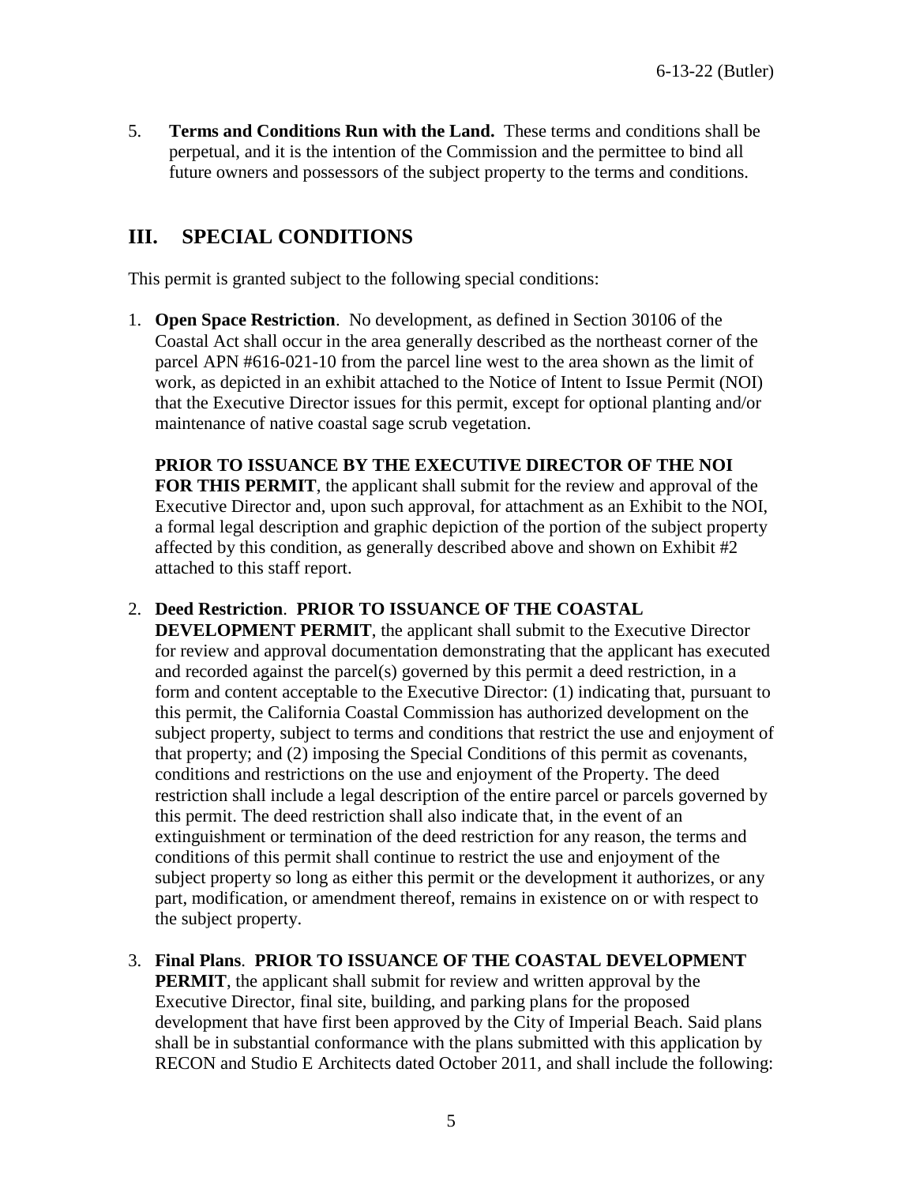5. **Terms and Conditions Run with the Land.** These terms and conditions shall be perpetual, and it is the intention of the Commission and the permittee to bind all future owners and possessors of the subject property to the terms and conditions.

## III. SPECIAL CONDITIONS

This permit is granted subject to the following special conditions:

1. **Open Space Restriction**. No development, as defined in Section 30106 of the Coastal Act shall occur in the area generally described as the northeast corner of the parcel APN #616-021-10 from the parcel line west to the area shown as the limit of work, as depicted in an exhibit attached to the Notice of Intent to Issue Permit (NOI) that the Executive Director issues for this permit, except for optional planting and/or maintenance of native coastal sage scrub vegetation.

   **PRIOR TO ISSUANCE BY THE EXECUTIVE DIRECTOR OF THE NOI FOR THIS PERMIT**, the applicant shall submit for the review and approval of the Executive Director and, upon such approval, for attachment as an Exhibit to the NOI, a formal legal description and graphic depiction of the portion of the subject property affected by this condition, as generally described above and shown on Exhibit #2 attached to this staff report.

2. **Deed Restriction**. **PRIOR TO ISSUANCE OF THE COASTAL DEVELOPMENT PERMIT**, the applicant shall submit to the Executive Director for review and approval documentation demonstrating that the applicant has executed and recorded against the parcel(s) governed by this permit a deed restriction, in a form and content acceptable to the Executive Director: (1) indicating that, pursuant to this permit, the California Coastal Commission has authorized development on the subject property, subject to terms and conditions that restrict the use and enjoyment of that property; and (2) imposing the Special Conditions of this permit as covenants, conditions and restrictions on the use and enjoyment of the Property. The deed restriction shall include a legal description of the entire parcel or parcels governed by this permit. The deed restriction shall also indicate that, in the event of an extinguishment or termination of the deed restriction for any reason, the terms and conditions of this permit shall continue to restrict the use and enjoyment of the subject property so long as either this permit or the development it authorizes, or any part, modification, or amendment thereof, remains in existence on or with respect to the subject property.

3. **Final Plans**. **PRIOR TO ISSUANCE OF THE COASTAL DEVELOPMENT PERMIT**, the applicant shall submit for review and written approval by the Executive Director, final site, building, and parking plans for the proposed development that have first been approved by the City of Imperial Beach. Said plans shall be in substantial conformance with the plans submitted with this application by RECON and Studio E Architects dated October 2011, and shall include the following: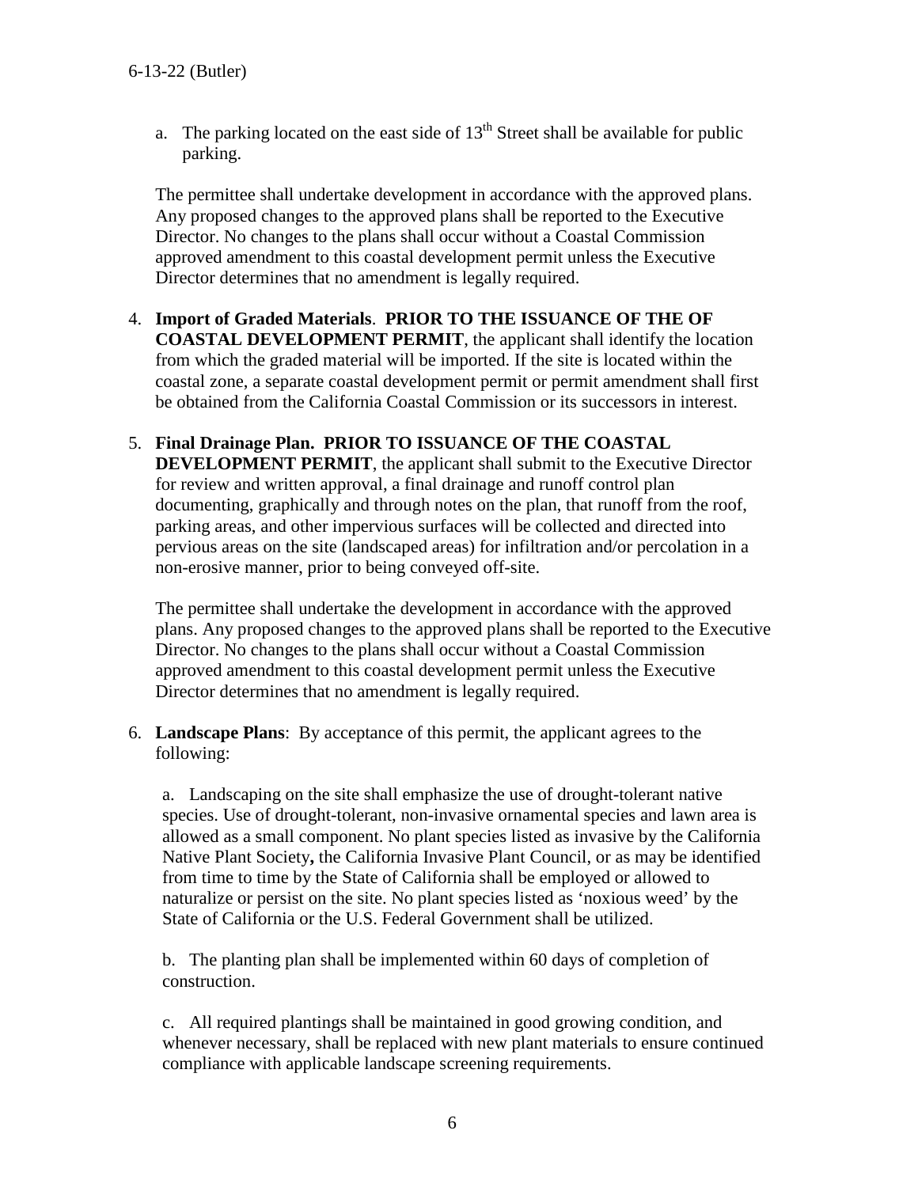a. The parking located on the east side of $13^{th}$ Street shall be available for public parking.

The permittee shall undertake development in accordance with the approved plans. Any proposed changes to the approved plans shall be reported to the Executive Director. No changes to the plans shall occur without a Coastal Commission approved amendment to this coastal development permit unless the Executive Director determines that no amendment is legally required.

4. **Import of Graded Materials**. **PRIOR TO THE ISSUANCE OF THE OF COASTAL DEVELOPMENT PERMIT**, the applicant shall identify the location from which the graded material will be imported. If the site is located within the coastal zone, a separate coastal development permit or permit amendment shall first be obtained from the California Coastal Commission or its successors in interest.

5. **Final Drainage Plan. PRIOR TO ISSUANCE OF THE COASTAL DEVELOPMENT PERMIT**, the applicant shall submit to the Executive Director for review and written approval, a final drainage and runoff control plan documenting, graphically and through notes on the plan, that runoff from the roof, parking areas, and other impervious surfaces will be collected and directed into pervious areas on the site (landscaped areas) for infiltration and/or percolation in a non-erosive manner, prior to being conveyed off-site.

   The permittee shall undertake the development in accordance with the approved plans. Any proposed changes to the approved plans shall be reported to the Executive Director. No changes to the plans shall occur without a Coastal Commission approved amendment to this coastal development permit unless the Executive Director determines that no amendment is legally required.

6. **Landscape Plans**: By acceptance of this permit, the applicant agrees to the following:

   a. Landscaping on the site shall emphasize the use of drought-tolerant native species. Use of drought-tolerant, non-invasive ornamental species and lawn area is allowed as a small component. No plant species listed as invasive by the California Native Plant Society**,** the California Invasive Plant Council, or as may be identified from time to time by the State of California shall be employed or allowed to naturalize or persist on the site. No plant species listed as 'noxious weed' by the State of California or the U.S. Federal Government shall be utilized.

   b. The planting plan shall be implemented within 60 days of completion of construction.

   c. All required plantings shall be maintained in good growing condition, and whenever necessary, shall be replaced with new plant materials to ensure continued compliance with applicable landscape screening requirements.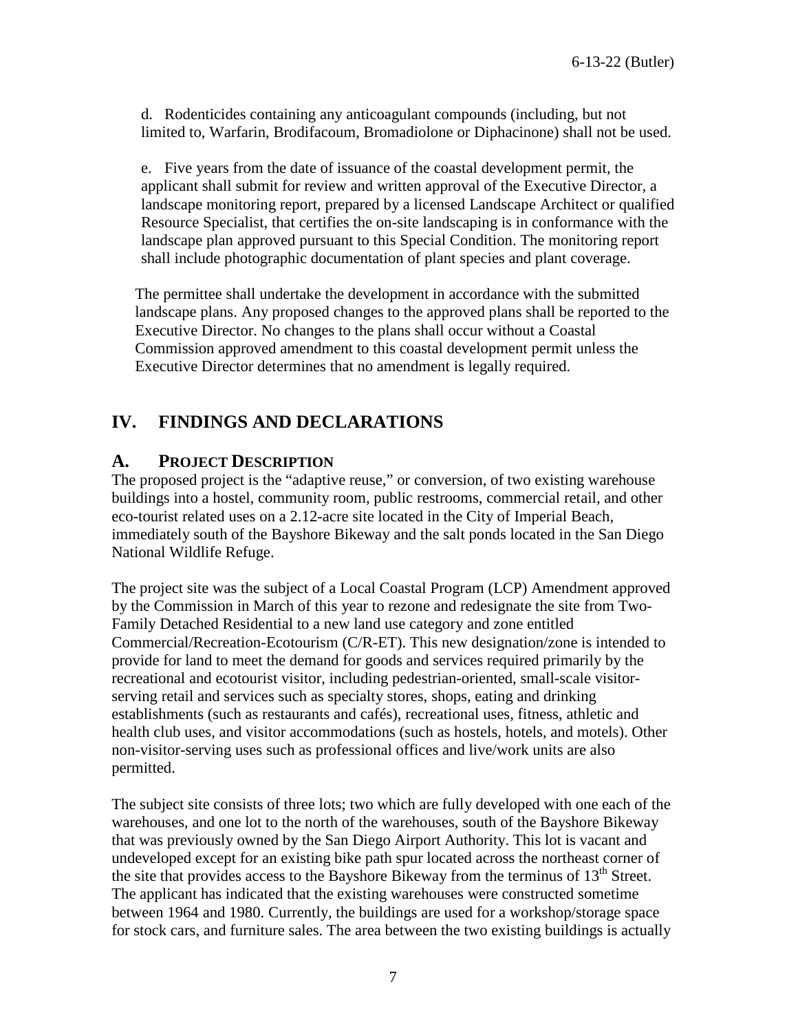d. Rodenticides containing any anticoagulant compounds (including, but not limited to, Warfarin, Brodifacoum, Bromadiolone or Diphacinone) shall not be used.

e. Five years from the date of issuance of the coastal development permit, the applicant shall submit for review and written approval of the Executive Director, a landscape monitoring report, prepared by a licensed Landscape Architect or qualified Resource Specialist, that certifies the on-site landscaping is in conformance with the landscape plan approved pursuant to this Special Condition. The monitoring report shall include photographic documentation of plant species and plant coverage.

The permittee shall undertake the development in accordance with the submitted landscape plans. Any proposed changes to the approved plans shall be reported to the Executive Director. No changes to the plans shall occur without a Coastal Commission approved amendment to this coastal development permit unless the Executive Director determines that no amendment is legally required.

# IV. FINDINGS AND DECLARATIONS

## A. PROJECT DESCRIPTION

The proposed project is the "adaptive reuse," or conversion, of two existing warehouse buildings into a hostel, community room, public restrooms, commercial retail, and other eco-tourist related uses on a 2.12-acre site located in the City of Imperial Beach, immediately south of the Bayshore Bikeway and the salt ponds located in the San Diego National Wildlife Refuge.

The project site was the subject of a Local Coastal Program (LCP) Amendment approved by the Commission in March of this year to rezone and redesignate the site from Two-Family Detached Residential to a new land use category and zone entitled Commercial/Recreation-Ecotourism (C/R-ET). This new designation/zone is intended to provide for land to meet the demand for goods and services required primarily by the recreational and ecotourist visitor, including pedestrian-oriented, small-scale visitor-serving retail and services such as specialty stores, shops, eating and drinking establishments (such as restaurants and cafés), recreational uses, fitness, athletic and health club uses, and visitor accommodations (such as hostels, hotels, and motels). Other non-visitor-serving uses such as professional offices and live/work units are also permitted.

The subject site consists of three lots; two which are fully developed with one each of the warehouses, and one lot to the north of the warehouses, south of the Bayshore Bikeway that was previously owned by the San Diego Airport Authority. This lot is vacant and undeveloped except for an existing bike path spur located across the northeast corner of the site that provides access to the Bayshore Bikeway from the terminus of 13th Street. The applicant has indicated that the existing warehouses were constructed sometime between 1964 and 1980. Currently, the buildings are used for a workshop/storage space for stock cars, and furniture sales. The area between the two existing buildings is actually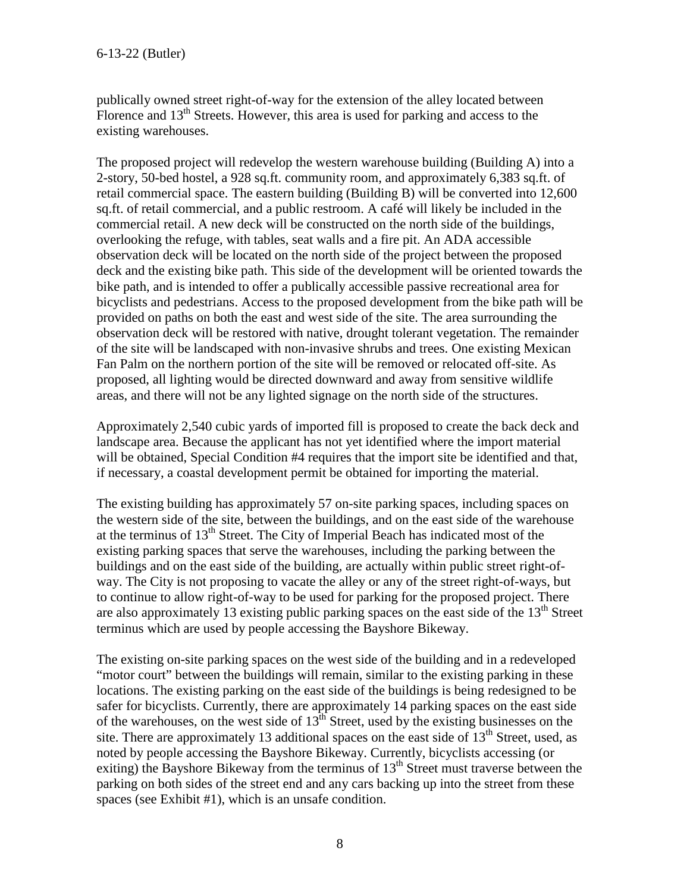publically owned street right-of-way for the extension of the alley located between Florence and 13th Streets. However, this area is used for parking and access to the existing warehouses.

The proposed project will redevelop the western warehouse building (Building A) into a 2-story, 50-bed hostel, a 928 sq.ft. community room, and approximately 6,383 sq.ft. of retail commercial space. The eastern building (Building B) will be converted into 12,600 sq.ft. of retail commercial, and a public restroom. A café will likely be included in the commercial retail. A new deck will be constructed on the north side of the buildings, overlooking the refuge, with tables, seat walls and a fire pit. An ADA accessible observation deck will be located on the north side of the project between the proposed deck and the existing bike path. This side of the development will be oriented towards the bike path, and is intended to offer a publically accessible passive recreational area for bicyclists and pedestrians. Access to the proposed development from the bike path will be provided on paths on both the east and west side of the site. The area surrounding the observation deck will be restored with native, drought tolerant vegetation. The remainder of the site will be landscaped with non-invasive shrubs and trees. One existing Mexican Fan Palm on the northern portion of the site will be removed or relocated off-site. As proposed, all lighting would be directed downward and away from sensitive wildlife areas, and there will not be any lighted signage on the north side of the structures.

Approximately 2,540 cubic yards of imported fill is proposed to create the back deck and landscape area. Because the applicant has not yet identified where the import material will be obtained, Special Condition #4 requires that the import site be identified and that, if necessary, a coastal development permit be obtained for importing the material.

The existing building has approximately 57 on-site parking spaces, including spaces on the western side of the site, between the buildings, and on the east side of the warehouse at the terminus of 13th Street. The City of Imperial Beach has indicated most of the existing parking spaces that serve the warehouses, including the parking between the buildings and on the east side of the building, are actually within public street right-of-way. The City is not proposing to vacate the alley or any of the street right-of-ways, but to continue to allow right-of-way to be used for parking for the proposed project. There are also approximately 13 existing public parking spaces on the east side of the 13th Street terminus which are used by people accessing the Bayshore Bikeway.

The existing on-site parking spaces on the west side of the building and in a redeveloped "motor court" between the buildings will remain, similar to the existing parking in these locations. The existing parking on the east side of the buildings is being redesigned to be safer for bicyclists. Currently, there are approximately 14 parking spaces on the east side of the warehouses, on the west side of 13th Street, used by the existing businesses on the site. There are approximately 13 additional spaces on the east side of 13th Street, used, as noted by people accessing the Bayshore Bikeway. Currently, bicyclists accessing (or exiting) the Bayshore Bikeway from the terminus of 13th Street must traverse between the parking on both sides of the street end and any cars backing up into the street from these spaces (see Exhibit #1), which is an unsafe condition.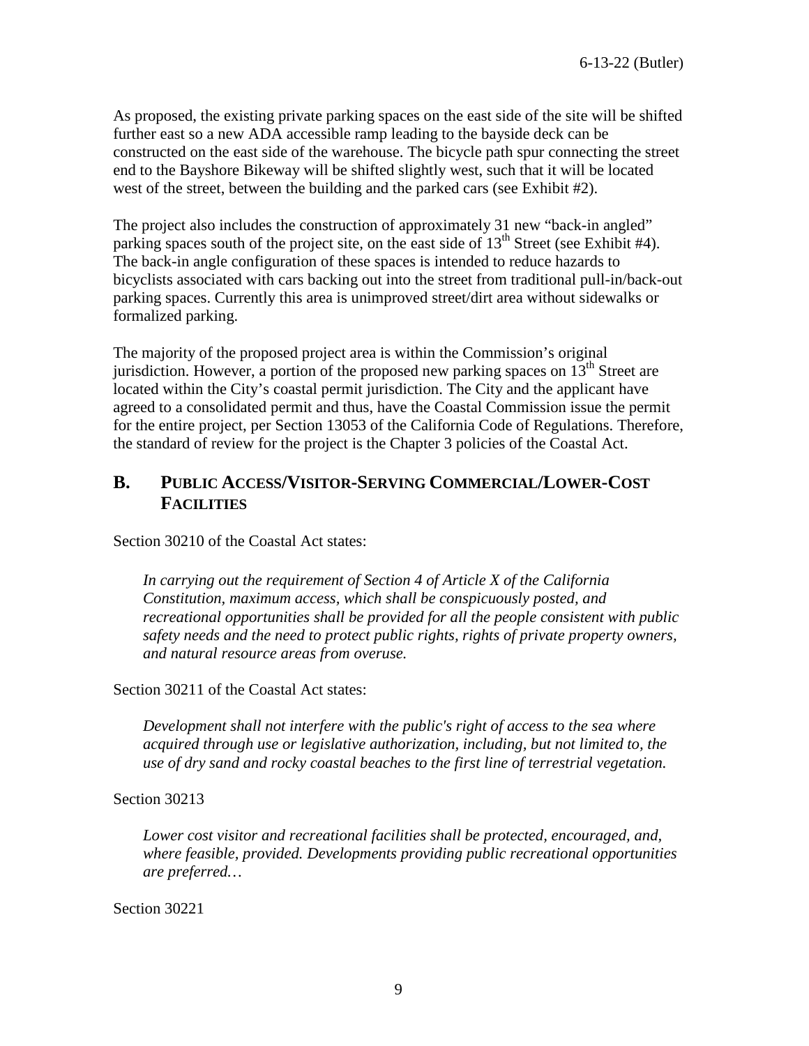As proposed, the existing private parking spaces on the east side of the site will be shifted further east so a new ADA accessible ramp leading to the bayside deck can be constructed on the east side of the warehouse. The bicycle path spur connecting the street end to the Bayshore Bikeway will be shifted slightly west, such that it will be located west of the street, between the building and the parked cars (see Exhibit #2).

The project also includes the construction of approximately 31 new "back-in angled" parking spaces south of the project site, on the east side of 13th Street (see Exhibit #4). The back-in angle configuration of these spaces is intended to reduce hazards to bicyclists associated with cars backing out into the street from traditional pull-in/back-out parking spaces. Currently this area is unimproved street/dirt area without sidewalks or formalized parking.

The majority of the proposed project area is within the Commission's original jurisdiction. However, a portion of the proposed new parking spaces on 13th Street are located within the City's coastal permit jurisdiction. The City and the applicant have agreed to a consolidated permit and thus, have the Coastal Commission issue the permit for the entire project, per Section 13053 of the California Code of Regulations. Therefore, the standard of review for the project is the Chapter 3 policies of the Coastal Act.

## B. PUBLIC ACCESS/VISITOR-SERVING COMMERCIAL/LOWER-COST FACILITIES

Section 30210 of the Coastal Act states:

> *In carrying out the requirement of Section 4 of Article X of the California Constitution, maximum access, which shall be conspicuously posted, and recreational opportunities shall be provided for all the people consistent with public safety needs and the need to protect public rights, rights of private property owners, and natural resource areas from overuse.*

Section 30211 of the Coastal Act states:

> *Development shall not interfere with the public's right of access to the sea where acquired through use or legislative authorization, including, but not limited to, the use of dry sand and rocky coastal beaches to the first line of terrestrial vegetation.*

Section 30213

> *Lower cost visitor and recreational facilities shall be protected, encouraged, and, where feasible, provided. Developments providing public recreational opportunities are preferred…*

Section 30221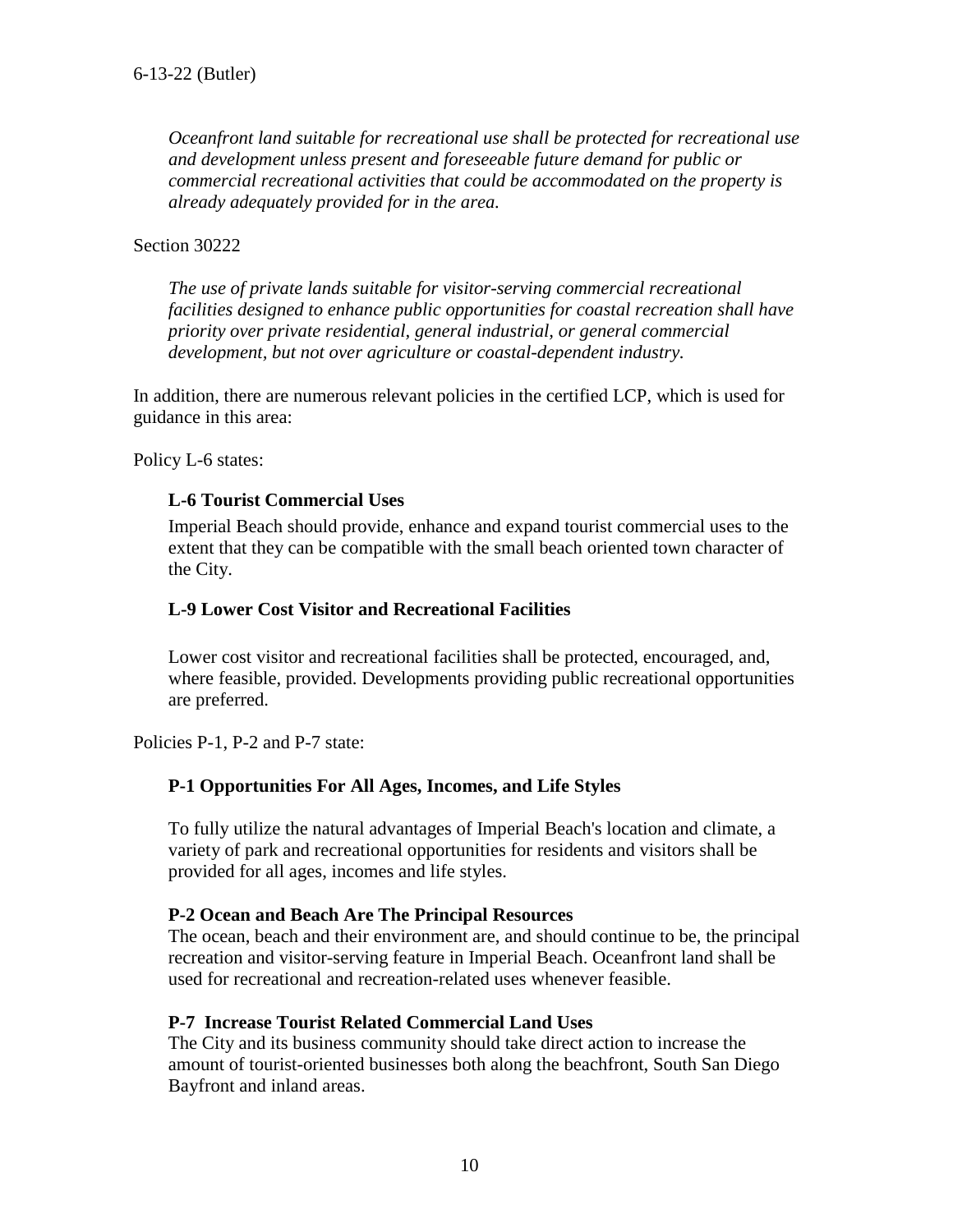*Oceanfront land suitable for recreational use shall be protected for recreational use and development unless present and foreseeable future demand for public or commercial recreational activities that could be accommodated on the property is already adequately provided for in the area.*

Section 30222

*The use of private lands suitable for visitor-serving commercial recreational facilities designed to enhance public opportunities for coastal recreation shall have priority over private residential, general industrial, or general commercial development, but not over agriculture or coastal-dependent industry.*

In addition, there are numerous relevant policies in the certified LCP, which is used for guidance in this area:

Policy L-6 states:

**L-6 Tourist Commercial Uses**

Imperial Beach should provide, enhance and expand tourist commercial uses to the extent that they can be compatible with the small beach oriented town character of the City.

**L-9 Lower Cost Visitor and Recreational Facilities**

Lower cost visitor and recreational facilities shall be protected, encouraged, and, where feasible, provided. Developments providing public recreational opportunities are preferred.

Policies P-1, P-2 and P-7 state:

**P-1 Opportunities For All Ages, Incomes, and Life Styles**

To fully utilize the natural advantages of Imperial Beach's location and climate, a variety of park and recreational opportunities for residents and visitors shall be provided for all ages, incomes and life styles.

**P-2 Ocean and Beach Are The Principal Resources**

The ocean, beach and their environment are, and should continue to be, the principal recreation and visitor-serving feature in Imperial Beach. Oceanfront land shall be used for recreational and recreation-related uses whenever feasible.

**P-7 Increase Tourist Related Commercial Land Uses**

The City and its business community should take direct action to increase the amount of tourist-oriented businesses both along the beachfront, South San Diego Bayfront and inland areas.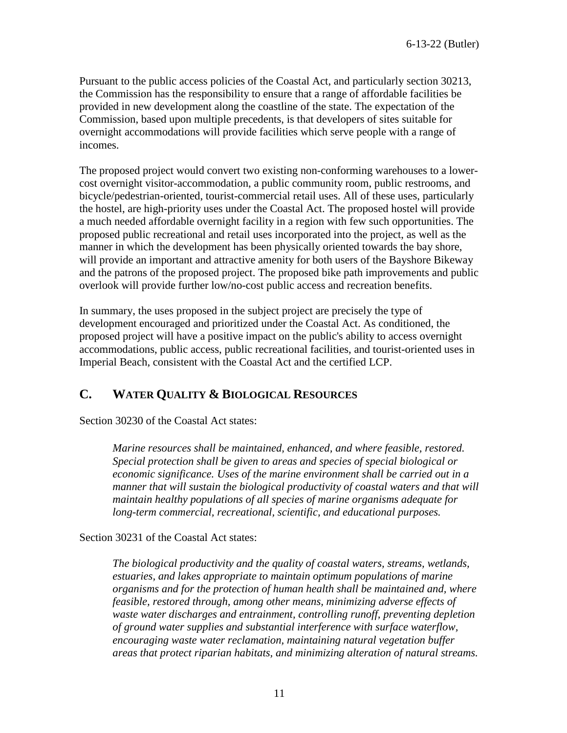Pursuant to the public access policies of the Coastal Act, and particularly section 30213, the Commission has the responsibility to ensure that a range of affordable facilities be provided in new development along the coastline of the state. The expectation of the Commission, based upon multiple precedents, is that developers of sites suitable for overnight accommodations will provide facilities which serve people with a range of incomes.

The proposed project would convert two existing non-conforming warehouses to a lower-cost overnight visitor-accommodation, a public community room, public restrooms, and bicycle/pedestrian-oriented, tourist-commercial retail uses. All of these uses, particularly the hostel, are high-priority uses under the Coastal Act. The proposed hostel will provide a much needed affordable overnight facility in a region with few such opportunities. The proposed public recreational and retail uses incorporated into the project, as well as the manner in which the development has been physically oriented towards the bay shore, will provide an important and attractive amenity for both users of the Bayshore Bikeway and the patrons of the proposed project. The proposed bike path improvements and public overlook will provide further low/no-cost public access and recreation benefits.

In summary, the uses proposed in the subject project are precisely the type of development encouraged and prioritized under the Coastal Act. As conditioned, the proposed project will have a positive impact on the public's ability to access overnight accommodations, public access, public recreational facilities, and tourist-oriented uses in Imperial Beach, consistent with the Coastal Act and the certified LCP.

## C. WATER QUALITY & BIOLOGICAL RESOURCES

Section 30230 of the Coastal Act states:

> *Marine resources shall be maintained, enhanced, and where feasible, restored. Special protection shall be given to areas and species of special biological or economic significance. Uses of the marine environment shall be carried out in a manner that will sustain the biological productivity of coastal waters and that will maintain healthy populations of all species of marine organisms adequate for long-term commercial, recreational, scientific, and educational purposes.*

Section 30231 of the Coastal Act states:

> *The biological productivity and the quality of coastal waters, streams, wetlands, estuaries, and lakes appropriate to maintain optimum populations of marine organisms and for the protection of human health shall be maintained and, where feasible, restored through, among other means, minimizing adverse effects of waste water discharges and entrainment, controlling runoff, preventing depletion of ground water supplies and substantial interference with surface waterflow, encouraging waste water reclamation, maintaining natural vegetation buffer areas that protect riparian habitats, and minimizing alteration of natural streams.*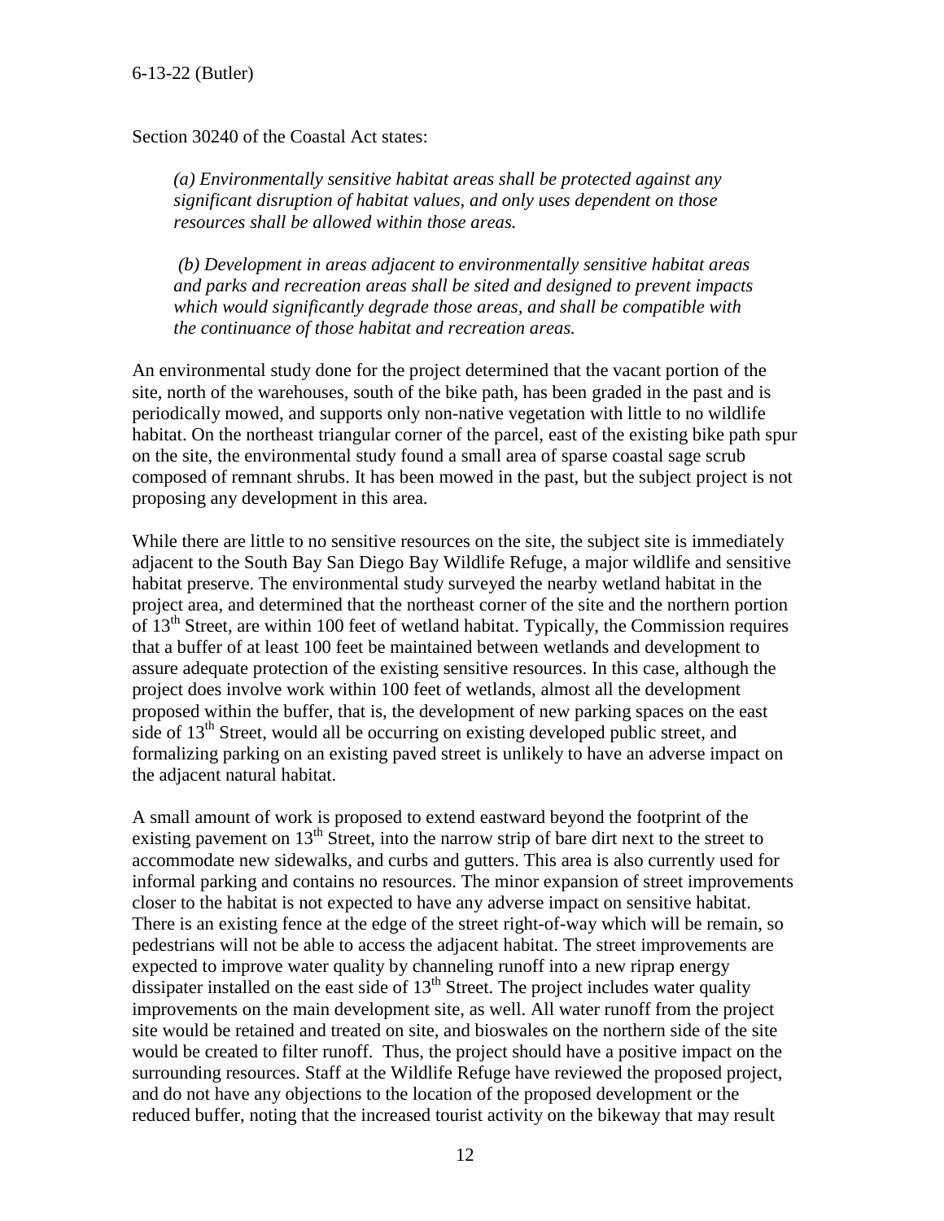Section 30240 of the Coastal Act states:

> *(a) Environmentally sensitive habitat areas shall be protected against any significant disruption of habitat values, and only uses dependent on those resources shall be allowed within those areas.*
>
> *(b) Development in areas adjacent to environmentally sensitive habitat areas and parks and recreation areas shall be sited and designed to prevent impacts which would significantly degrade those areas, and shall be compatible with the continuance of those habitat and recreation areas.*

An environmental study done for the project determined that the vacant portion of the site, north of the warehouses, south of the bike path, has been graded in the past and is periodically mowed, and supports only non-native vegetation with little to no wildlife habitat. On the northeast triangular corner of the parcel, east of the existing bike path spur on the site, the environmental study found a small area of sparse coastal sage scrub composed of remnant shrubs. It has been mowed in the past, but the subject project is not proposing any development in this area.

While there are little to no sensitive resources on the site, the subject site is immediately adjacent to the South Bay San Diego Bay Wildlife Refuge, a major wildlife and sensitive habitat preserve. The environmental study surveyed the nearby wetland habitat in the project area, and determined that the northeast corner of the site and the northern portion of 13th Street, are within 100 feet of wetland habitat. Typically, the Commission requires that a buffer of at least 100 feet be maintained between wetlands and development to assure adequate protection of the existing sensitive resources. In this case, although the project does involve work within 100 feet of wetlands, almost all the development proposed within the buffer, that is, the development of new parking spaces on the east side of 13th Street, would all be occurring on existing developed public street, and formalizing parking on an existing paved street is unlikely to have an adverse impact on the adjacent natural habitat.

A small amount of work is proposed to extend eastward beyond the footprint of the existing pavement on 13th Street, into the narrow strip of bare dirt next to the street to accommodate new sidewalks, and curbs and gutters. This area is also currently used for informal parking and contains no resources. The minor expansion of street improvements closer to the habitat is not expected to have any adverse impact on sensitive habitat. There is an existing fence at the edge of the street right-of-way which will be remain, so pedestrians will not be able to access the adjacent habitat. The street improvements are expected to improve water quality by channeling runoff into a new riprap energy dissipater installed on the east side of 13th Street. The project includes water quality improvements on the main development site, as well. All water runoff from the project site would be retained and treated on site, and bioswales on the northern side of the site would be created to filter runoff. Thus, the project should have a positive impact on the surrounding resources. Staff at the Wildlife Refuge have reviewed the proposed project, and do not have any objections to the location of the proposed development or the reduced buffer, noting that the increased tourist activity on the bikeway that may result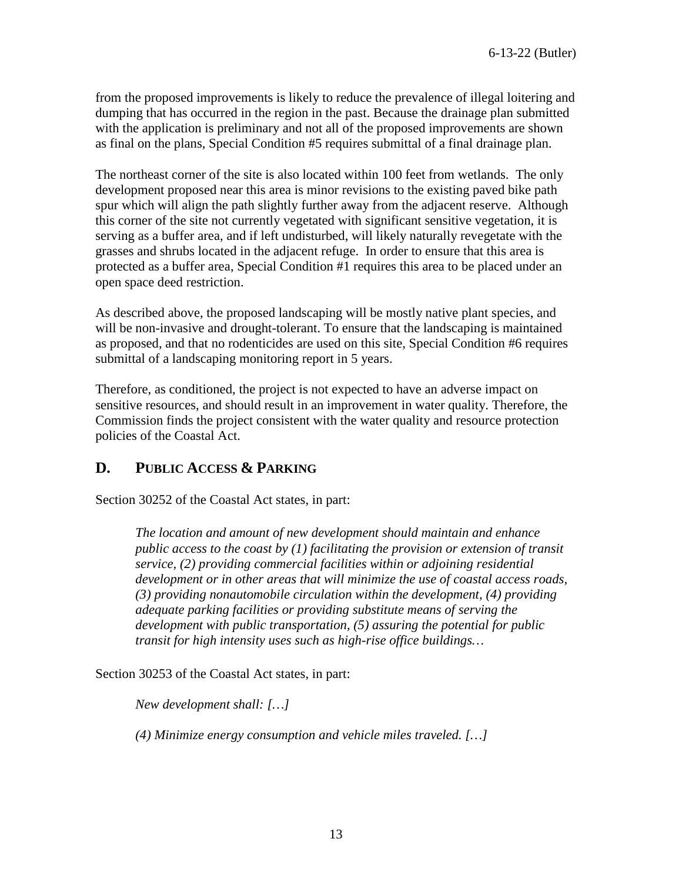from the proposed improvements is likely to reduce the prevalence of illegal loitering and dumping that has occurred in the region in the past. Because the drainage plan submitted with the application is preliminary and not all of the proposed improvements are shown as final on the plans, Special Condition #5 requires submittal of a final drainage plan.

The northeast corner of the site is also located within 100 feet from wetlands. The only development proposed near this area is minor revisions to the existing paved bike path spur which will align the path slightly further away from the adjacent reserve. Although this corner of the site not currently vegetated with significant sensitive vegetation, it is serving as a buffer area, and if left undisturbed, will likely naturally revegetate with the grasses and shrubs located in the adjacent refuge. In order to ensure that this area is protected as a buffer area, Special Condition #1 requires this area to be placed under an open space deed restriction.

As described above, the proposed landscaping will be mostly native plant species, and will be non-invasive and drought-tolerant. To ensure that the landscaping is maintained as proposed, and that no rodenticides are used on this site, Special Condition #6 requires submittal of a landscaping monitoring report in 5 years.

Therefore, as conditioned, the project is not expected to have an adverse impact on sensitive resources, and should result in an improvement in water quality. Therefore, the Commission finds the project consistent with the water quality and resource protection policies of the Coastal Act.

## D. PUBLIC ACCESS & PARKING

Section 30252 of the Coastal Act states, in part:

> *The location and amount of new development should maintain and enhance public access to the coast by (1) facilitating the provision or extension of transit service, (2) providing commercial facilities within or adjoining residential development or in other areas that will minimize the use of coastal access roads, (3) providing nonautomobile circulation within the development, (4) providing adequate parking facilities or providing substitute means of serving the development with public transportation, (5) assuring the potential for public transit for high intensity uses such as high-rise office buildings…*

Section 30253 of the Coastal Act states, in part:

> *New development shall: […]*
>
> *(4) Minimize energy consumption and vehicle miles traveled. […]*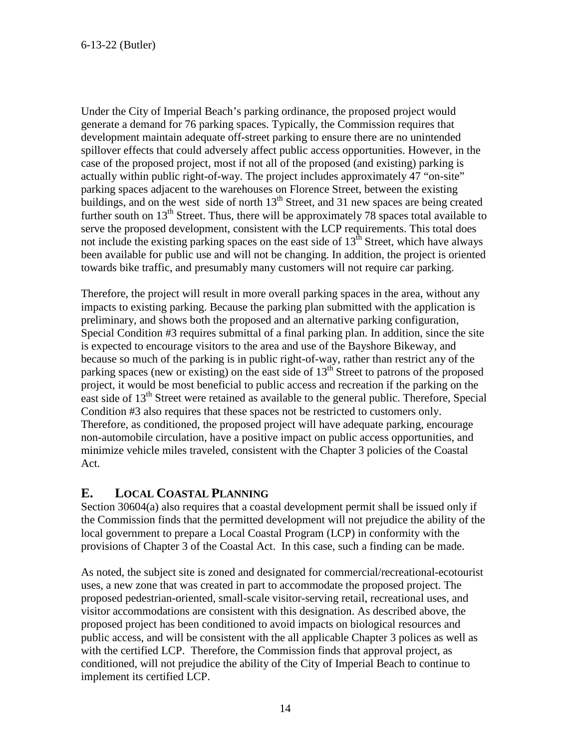Under the City of Imperial Beach's parking ordinance, the proposed project would generate a demand for 76 parking spaces. Typically, the Commission requires that development maintain adequate off-street parking to ensure there are no unintended spillover effects that could adversely affect public access opportunities. However, in the case of the proposed project, most if not all of the proposed (and existing) parking is actually within public right-of-way. The project includes approximately 47 "on-site" parking spaces adjacent to the warehouses on Florence Street, between the existing buildings, and on the west side of north 13th Street, and 31 new spaces are being created further south on 13th Street. Thus, there will be approximately 78 spaces total available to serve the proposed development, consistent with the LCP requirements. This total does not include the existing parking spaces on the east side of 13th Street, which have always been available for public use and will not be changing. In addition, the project is oriented towards bike traffic, and presumably many customers will not require car parking.

Therefore, the project will result in more overall parking spaces in the area, without any impacts to existing parking. Because the parking plan submitted with the application is preliminary, and shows both the proposed and an alternative parking configuration, Special Condition #3 requires submittal of a final parking plan. In addition, since the site is expected to encourage visitors to the area and use of the Bayshore Bikeway, and because so much of the parking is in public right-of-way, rather than restrict any of the parking spaces (new or existing) on the east side of 13th Street to patrons of the proposed project, it would be most beneficial to public access and recreation if the parking on the east side of 13th Street were retained as available to the general public. Therefore, Special Condition #3 also requires that these spaces not be restricted to customers only. Therefore, as conditioned, the proposed project will have adequate parking, encourage non-automobile circulation, have a positive impact on public access opportunities, and minimize vehicle miles traveled, consistent with the Chapter 3 policies of the Coastal Act.

## E. LOCAL COASTAL PLANNING

Section 30604(a) also requires that a coastal development permit shall be issued only if the Commission finds that the permitted development will not prejudice the ability of the local government to prepare a Local Coastal Program (LCP) in conformity with the provisions of Chapter 3 of the Coastal Act. In this case, such a finding can be made.

As noted, the subject site is zoned and designated for commercial/recreational-ecotourist uses, a new zone that was created in part to accommodate the proposed project. The proposed pedestrian-oriented, small-scale visitor-serving retail, recreational uses, and visitor accommodations are consistent with this designation. As described above, the proposed project has been conditioned to avoid impacts on biological resources and public access, and will be consistent with the all applicable Chapter 3 polices as well as with the certified LCP. Therefore, the Commission finds that approval project, as conditioned, will not prejudice the ability of the City of Imperial Beach to continue to implement its certified LCP.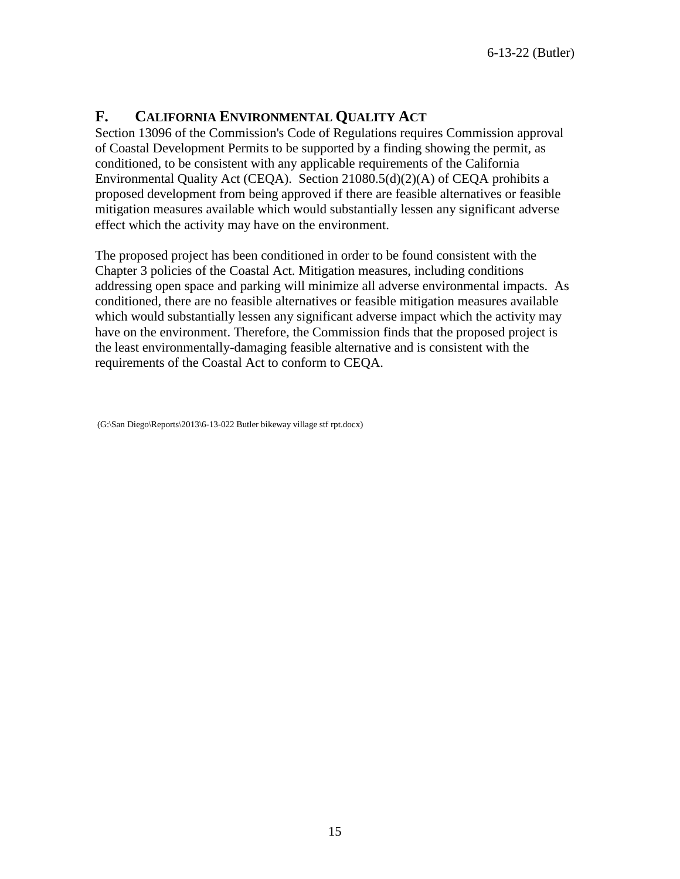## F. CALIFORNIA ENVIRONMENTAL QUALITY ACT

Section 13096 of the Commission's Code of Regulations requires Commission approval of Coastal Development Permits to be supported by a finding showing the permit, as conditioned, to be consistent with any applicable requirements of the California Environmental Quality Act (CEQA). Section 21080.5(d)(2)(A) of CEQA prohibits a proposed development from being approved if there are feasible alternatives or feasible mitigation measures available which would substantially lessen any significant adverse effect which the activity may have on the environment.

The proposed project has been conditioned in order to be found consistent with the Chapter 3 policies of the Coastal Act. Mitigation measures, including conditions addressing open space and parking will minimize all adverse environmental impacts. As conditioned, there are no feasible alternatives or feasible mitigation measures available which would substantially lessen any significant adverse impact which the activity may have on the environment. Therefore, the Commission finds that the proposed project is the least environmentally-damaging feasible alternative and is consistent with the requirements of the Coastal Act to conform to CEQA.

(G:\San Diego\Reports\2013\6-13-022 Butler bikeway village stf rpt.docx)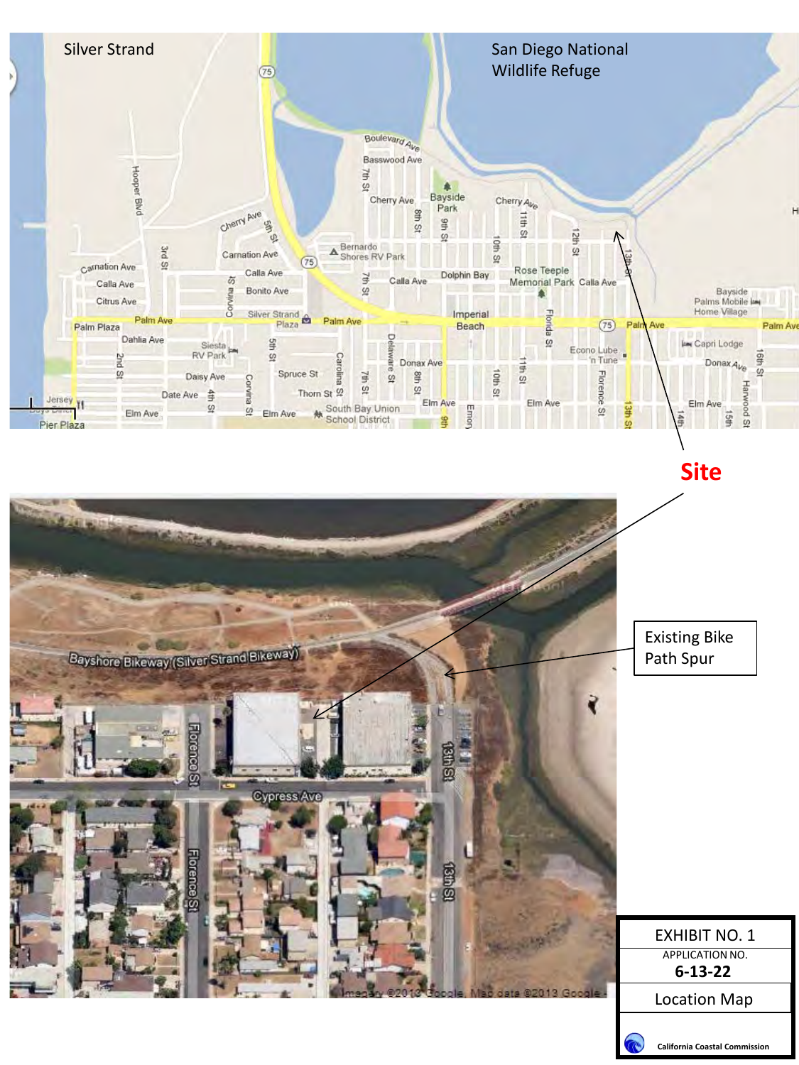Silver Strand

San Diego National Wildlife Refuge

**Site**

Existing Bike Path Spur

| EXHIBIT NO. 1 |
| --- |
| APPLICATION NO. **6-13-22** |
| Location Map |
| California Coastal Commission |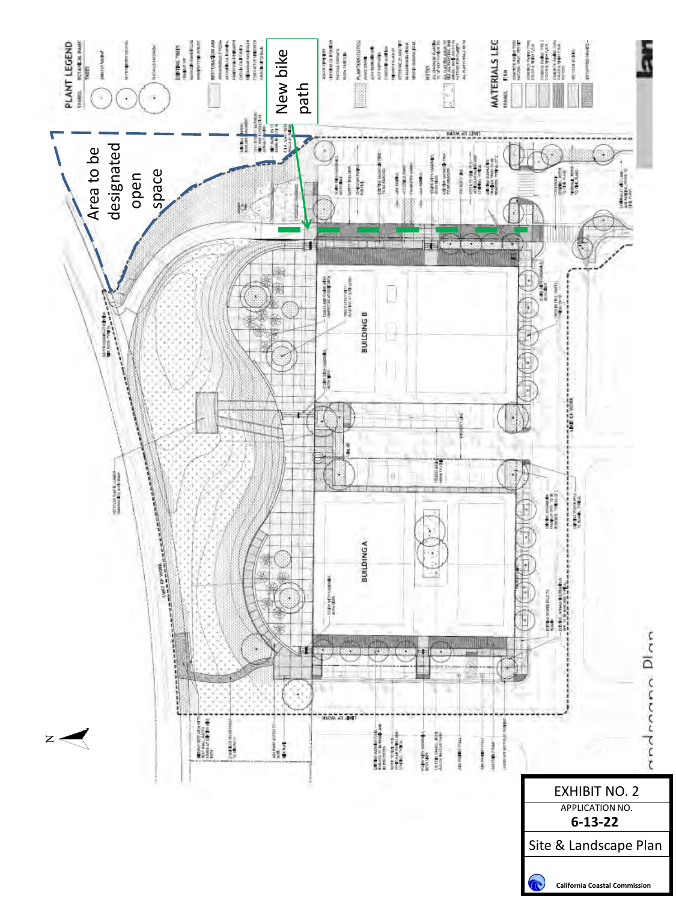Area to be designated open space

New bike path

BUILDING B

BUILDING A

PLANT LEGEND

MATERIALS LEGEND

Landscape Plan

EXHIBIT NO. 2

APPLICATION NO.

**6-13-22**

Site & Landscape Plan

California Coastal Commission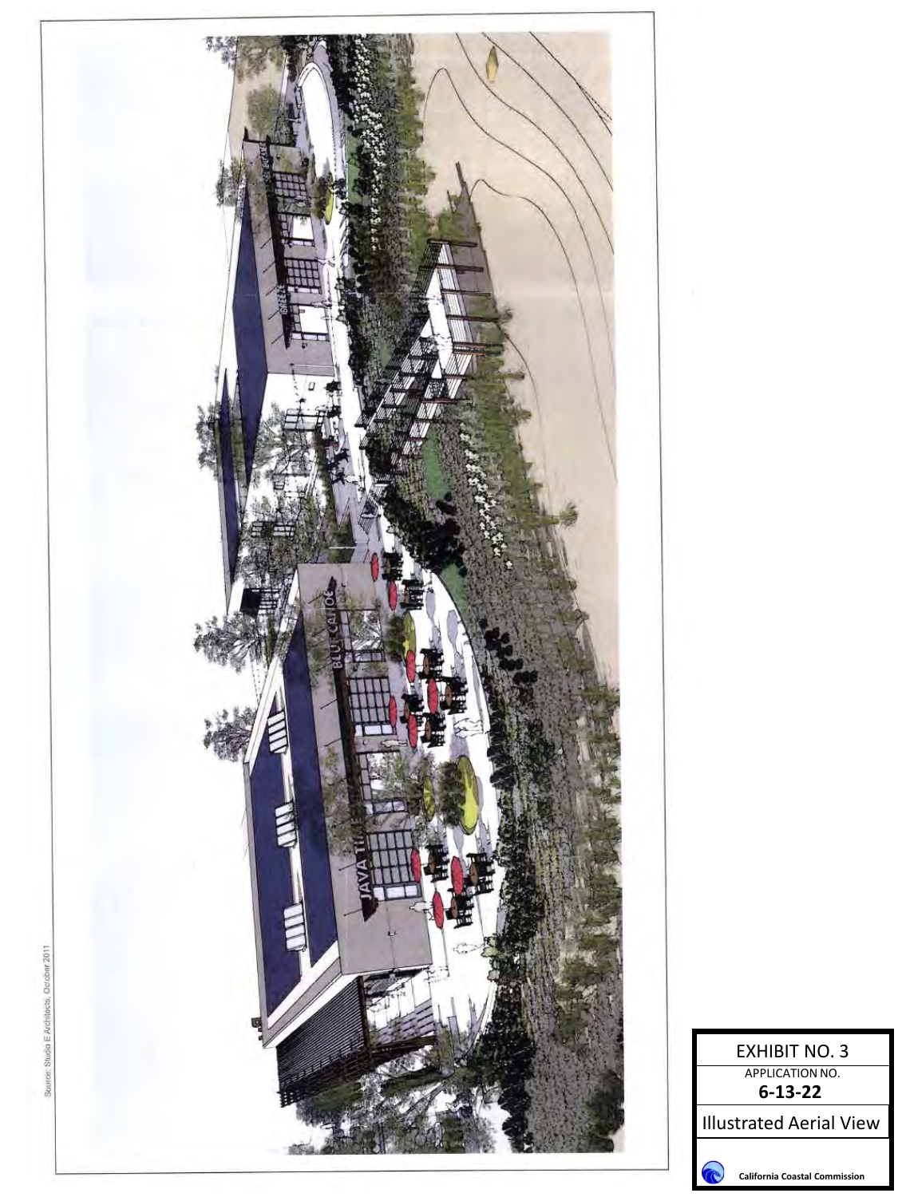Source: Studio E Architects, October 2011

EXHIBIT NO. 3

APPLICATION NO.

**6-13-22**

Illustrated Aerial View

California Coastal Commission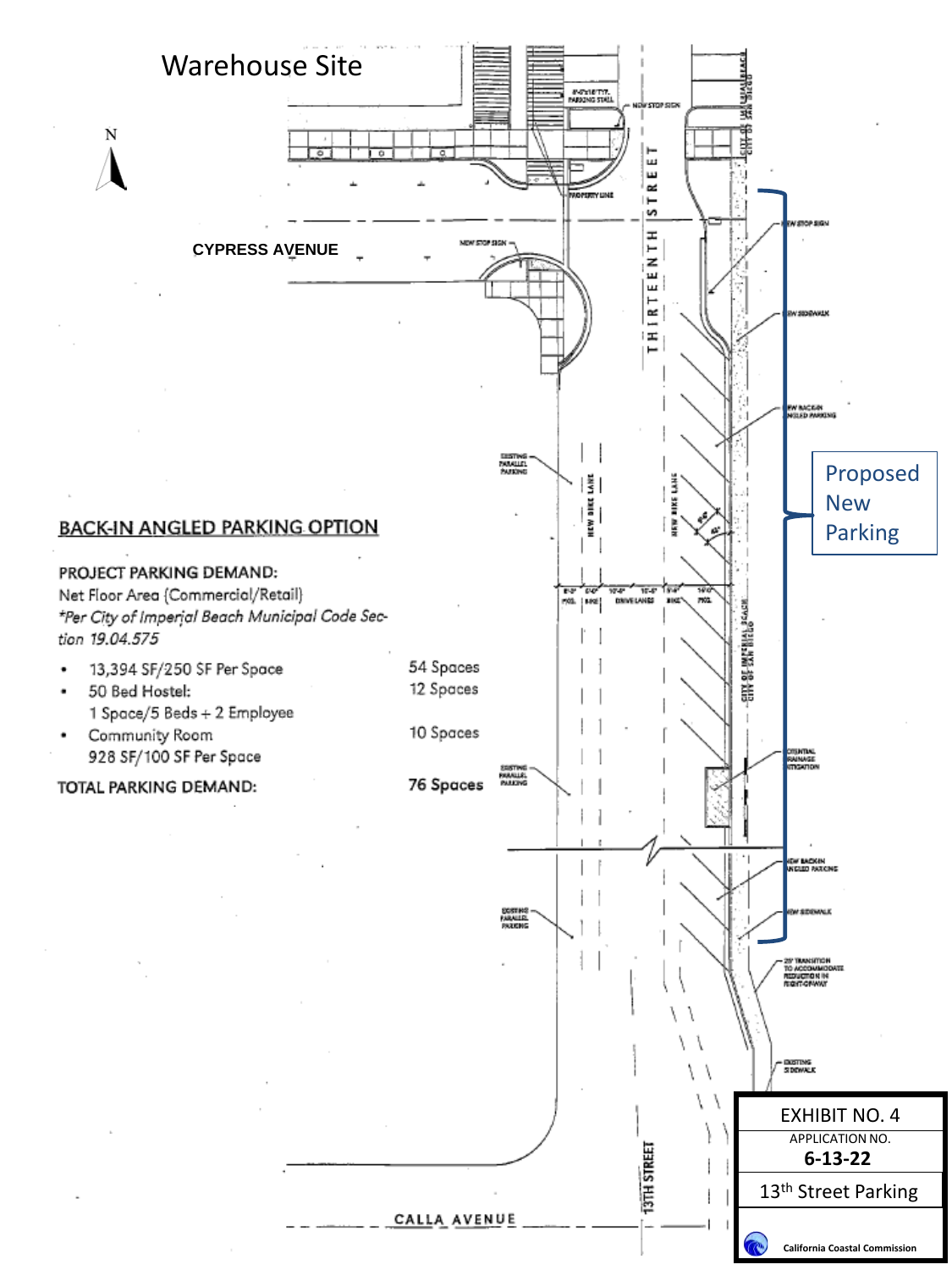Warehouse Site

N

CYPRESS AVENUE

THIRTEENTH STREET

Proposed New Parking

## BACK-IN ANGLED PARKING OPTION

PROJECT PARKING DEMAND:

Net Floor Area (Commercial/Retail)

*Per City of Imperial Beach Municipal Code Section 19.04.575*

| | |
|---|---|
| • 13,394 SF/250 SF Per Space | 54 Spaces |
| • 50 Bed Hostel: 1 Space/5 Beds + 2 Employee | 12 Spaces |
| • Community Room 928 SF/100 SF Per Space | 10 Spaces |
| TOTAL PARKING DEMAND: | 76 Spaces |

13TH STREET

CALLA AVENUE

EXHIBIT NO. 4

APPLICATION NO.

**6-13-22**

13th Street Parking

California Coastal Commission